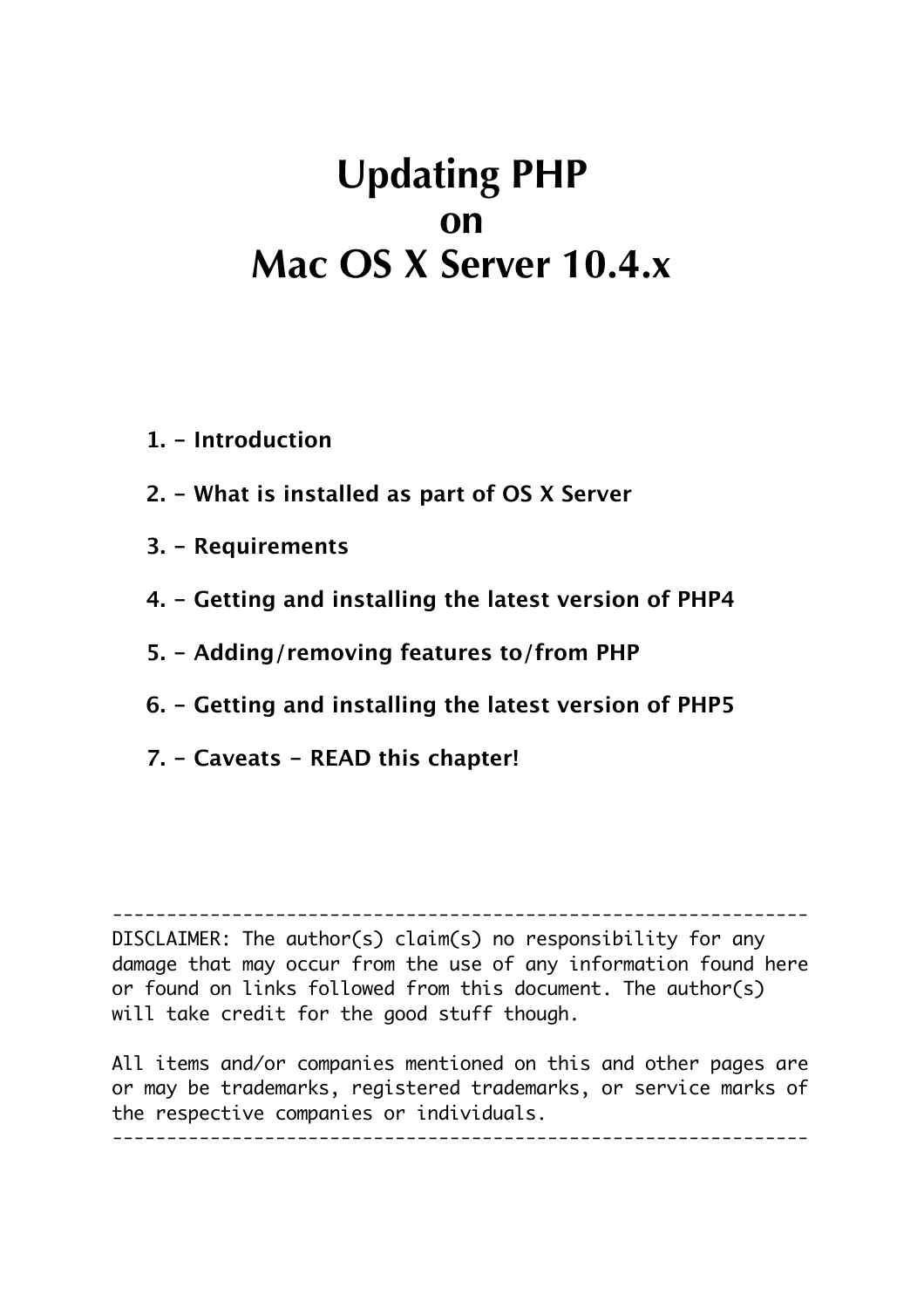# Updating PHP on Mac OS X Server 10.4.x

**1. - Introduction**

**2. - What is installed as part of OS X Server**

**3. - Requirements**

**4. - Getting and installing the latest version of PHP4**

**5. - Adding/removing features to/from PHP**

**6. - Getting and installing the latest version of PHP5**

**7. - Caveats - READ this chapter!**

```
----------------------------------------------------------------
DISCLAIMER: The author(s) claim(s) no responsibility for any
damage that may occur from the use of any information found here
or found on links followed from this document. The author(s)
will take credit for the good stuff though.

All items and/or companies mentioned on this and other pages are
or may be trademarks, registered trademarks, or service marks of
the respective companies or individuals.
----------------------------------------------------------------
```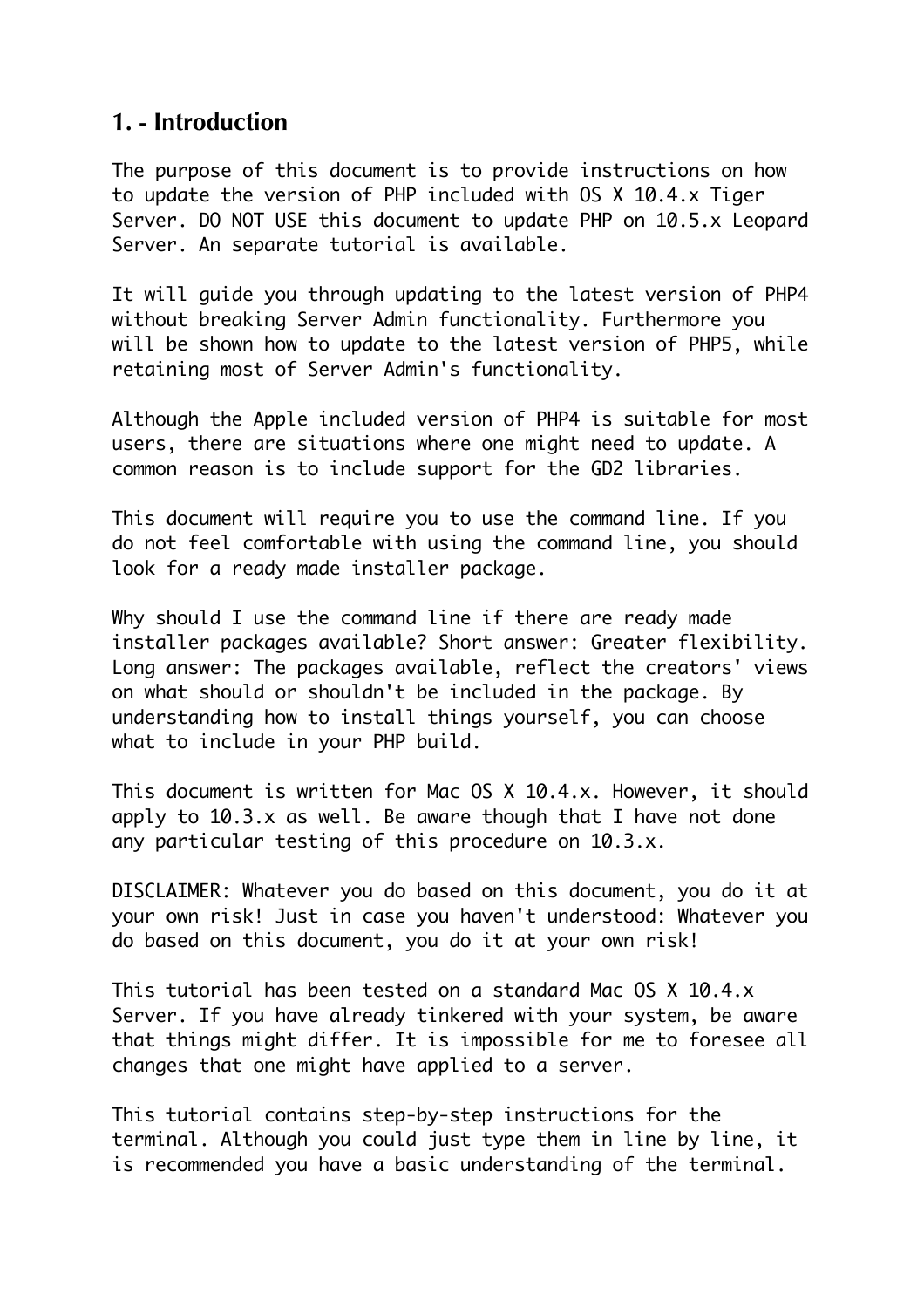## 1. - Introduction

The purpose of this document is to provide instructions on how to update the version of PHP included with OS X 10.4.x Tiger Server. DO NOT USE this document to update PHP on 10.5.x Leopard Server. An separate tutorial is available.

It will guide you through updating to the latest version of PHP4 without breaking Server Admin functionality. Furthermore you will be shown how to update to the latest version of PHP5, while retaining most of Server Admin's functionality.

Although the Apple included version of PHP4 is suitable for most users, there are situations where one might need to update. A common reason is to include support for the GD2 libraries.

This document will require you to use the command line. If you do not feel comfortable with using the command line, you should look for a ready made installer package.

Why should I use the command line if there are ready made installer packages available? Short answer: Greater flexibility. Long answer: The packages available, reflect the creators' views on what should or shouldn't be included in the package. By understanding how to install things yourself, you can choose what to include in your PHP build.

This document is written for Mac OS X 10.4.x. However, it should apply to 10.3.x as well. Be aware though that I have not done any particular testing of this procedure on 10.3.x.

DISCLAIMER: Whatever you do based on this document, you do it at your own risk! Just in case you haven't understood: Whatever you do based on this document, you do it at your own risk!

This tutorial has been tested on a standard Mac OS X 10.4.x Server. If you have already tinkered with your system, be aware that things might differ. It is impossible for me to foresee all changes that one might have applied to a server.

This tutorial contains step-by-step instructions for the terminal. Although you could just type them in line by line, it is recommended you have a basic understanding of the terminal.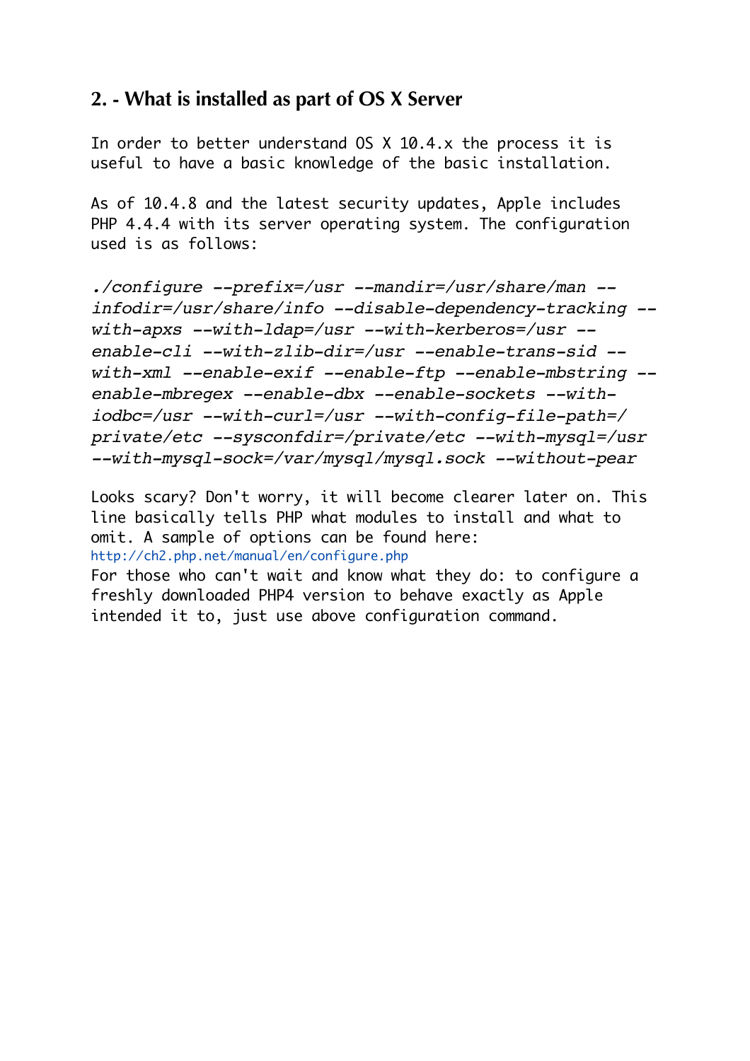## 2. - What is installed as part of OS X Server

In order to better understand OS X 10.4.x the process it is useful to have a basic knowledge of the basic installation.

As of 10.4.8 and the latest security updates, Apple includes PHP 4.4.4 with its server operating system. The configuration used is as follows:

```
./configure --prefix=/usr --mandir=/usr/share/man --infodir=/usr/share/info --disable-dependency-tracking --with-apxs --with-ldap=/usr --with-kerberos=/usr --enable-cli --with-zlib-dir=/usr --enable-trans-sid --with-xml --enable-exif --enable-ftp --enable-mbstring --enable-mbregex --enable-dbx --enable-sockets --with-iodbc=/usr --with-curl=/usr --with-config-file-path=/private/etc --sysconfdir=/private/etc --with-mysql=/usr --with-mysql-sock=/var/mysql/mysql.sock --without-pear
```

Looks scary? Don't worry, it will become clearer later on. This line basically tells PHP what modules to install and what to omit. A sample of options can be found here:
http://ch2.php.net/manual/en/configure.php
For those who can't wait and know what they do: to configure a freshly downloaded PHP4 version to behave exactly as Apple intended it to, just use above configuration command.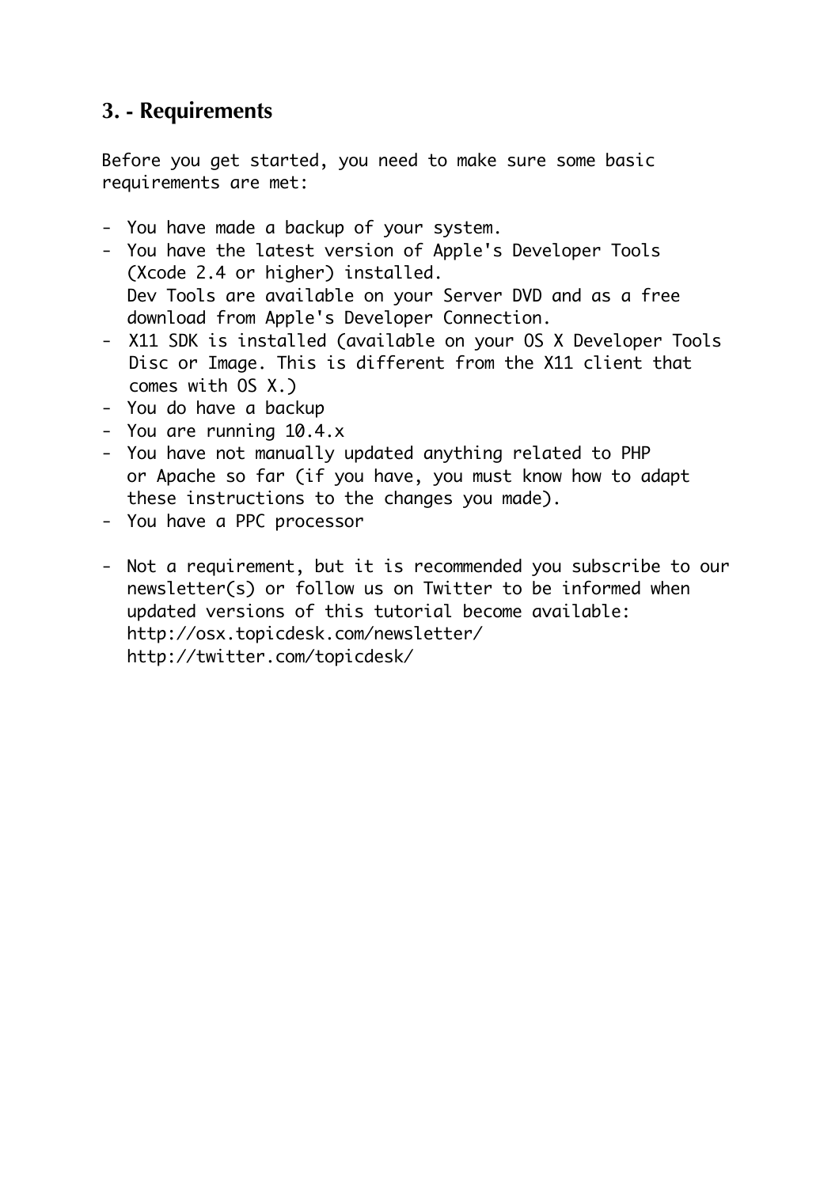## 3. - Requirements

Before you get started, you need to make sure some basic requirements are met:

- You have made a backup of your system.
- You have the latest version of Apple's Developer Tools (Xcode 2.4 or higher) installed.
  Dev Tools are available on your Server DVD and as a free download from Apple's Developer Connection.
- X11 SDK is installed (available on your OS X Developer Tools Disc or Image. This is different from the X11 client that comes with OS X.)
- You do have a backup
- You are running 10.4.x
- You have not manually updated anything related to PHP or Apache so far (if you have, you must know how to adapt these instructions to the changes you made).
- You have a PPC processor

- Not a requirement, but it is recommended you subscribe to our newsletter(s) or follow us on Twitter to be informed when updated versions of this tutorial become available:
  http://osx.topicdesk.com/newsletter/
  http://twitter.com/topicdesk/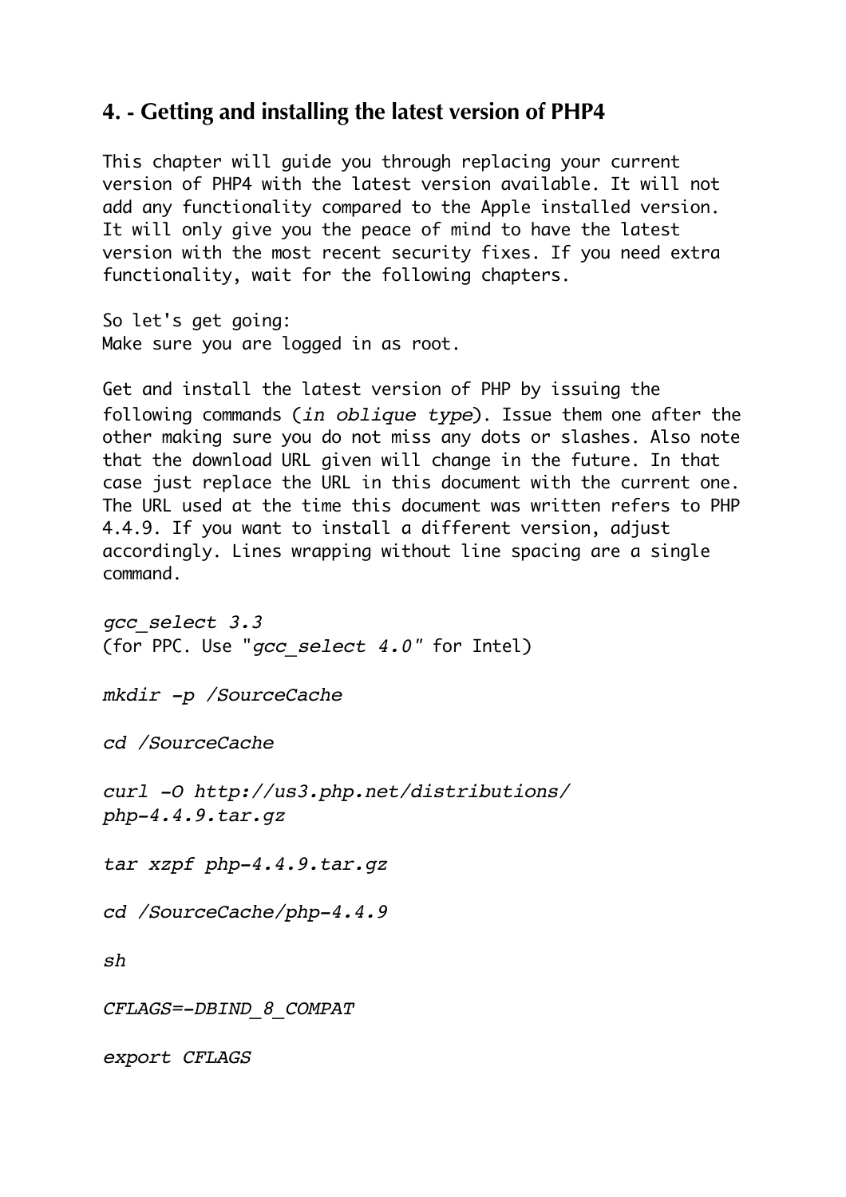## 4. - Getting and installing the latest version of PHP4

This chapter will guide you through replacing your current version of PHP4 with the latest version available. It will not add any functionality compared to the Apple installed version. It will only give you the peace of mind to have the latest version with the most recent security fixes. If you need extra functionality, wait for the following chapters.

So let's get going:
Make sure you are logged in as root.

Get and install the latest version of PHP by issuing the following commands (*in oblique type*). Issue them one after the other making sure you do not miss any dots or slashes. Also note that the download URL given will change in the future. In that case just replace the URL in this document with the current one. The URL used at the time this document was written refers to PHP 4.4.9. If you want to install a different version, adjust accordingly. Lines wrapping without line spacing are a single command.

*gcc_select 3.3*
(for PPC. Use "*gcc_select 4.0*" for Intel)

*mkdir -p /SourceCache*

*cd /SourceCache*

*curl -O http://us3.php.net/distributions/php-4.4.9.tar.gz*

*tar xzpf php-4.4.9.tar.gz*

*cd /SourceCache/php-4.4.9*

*sh*

*CFLAGS=-DBIND_8_COMPAT*

*export CFLAGS*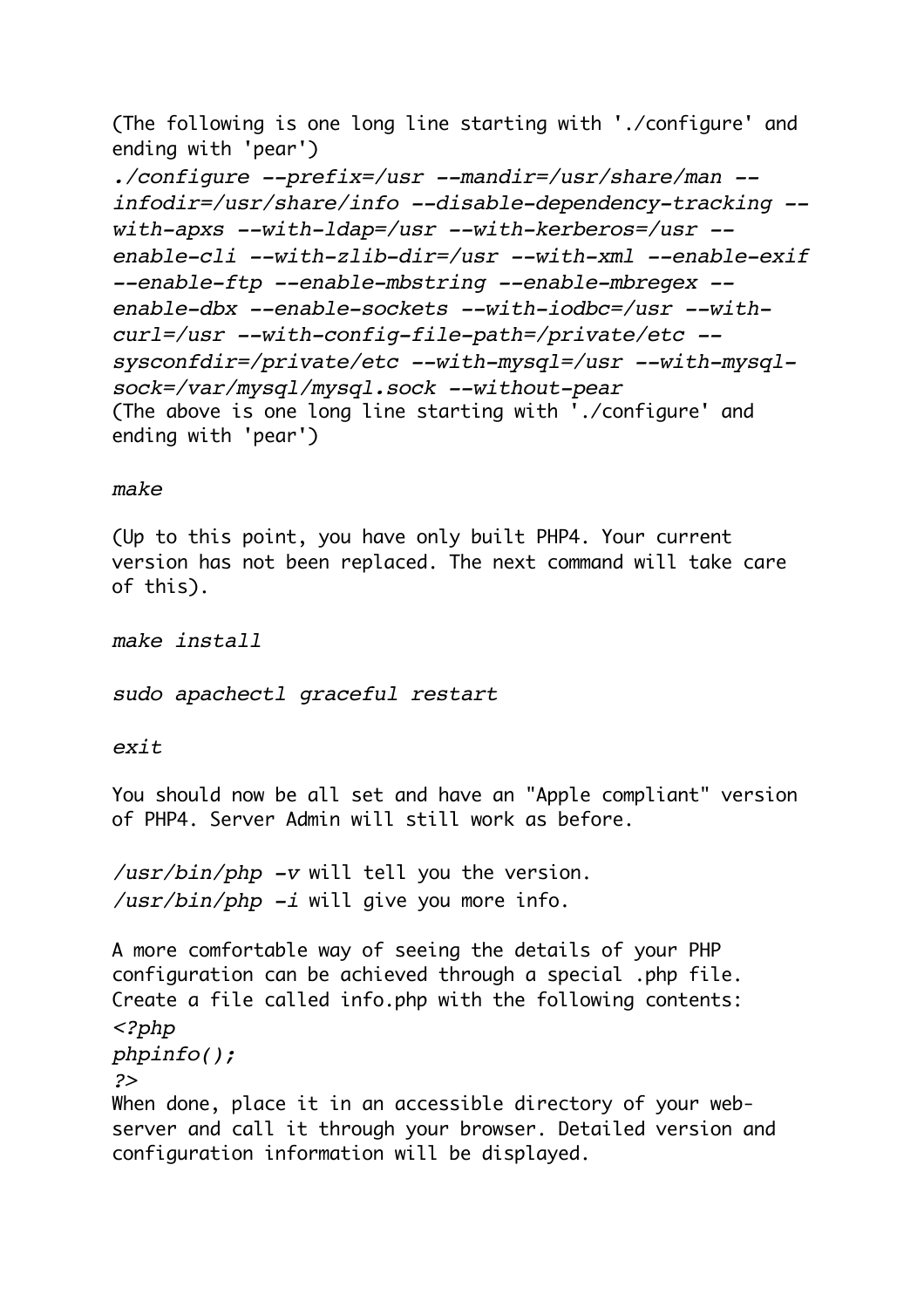(The following is one long line starting with './configure' and ending with 'pear')

```
./configure --prefix=/usr --mandir=/usr/share/man --infodir=/usr/share/info --disable-dependency-tracking --with-apxs --with-ldap=/usr --with-kerberos=/usr --enable-cli --with-zlib-dir=/usr --with-xml --enable-exif --enable-ftp --enable-mbstring --enable-mbregex --enable-dbx --enable-sockets --with-iodbc=/usr --with-curl=/usr --with-config-file-path=/private/etc --sysconfdir=/private/etc --with-mysql=/usr --with-mysql-sock=/var/mysql/mysql.sock --without-pear
```

(The above is one long line starting with './configure' and ending with 'pear')

```
make
```

(Up to this point, you have only built PHP4. Your current version has not been replaced. The next command will take care of this).

```
make install
```

```
sudo apachectl graceful restart
```

```
exit
```

You should now be all set and have an "Apple compliant" version of PHP4. Server Admin will still work as before.

*/usr/bin/php -v* will tell you the version.
*/usr/bin/php -i* will give you more info.

A more comfortable way of seeing the details of your PHP configuration can be achieved through a special .php file. Create a file called info.php with the following contents:

```
<?php
phpinfo();
?>
```

When done, place it in an accessible directory of your web-server and call it through your browser. Detailed version and configuration information will be displayed.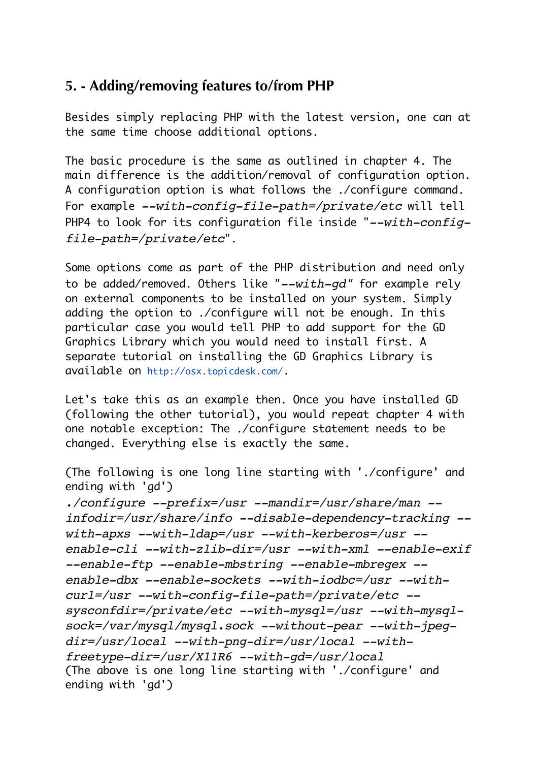## 5. - Adding/removing features to/from PHP

Besides simply replacing PHP with the latest version, one can at the same time choose additional options.

The basic procedure is the same as outlined in chapter 4. The main difference is the addition/removal of configuration option. A configuration option is what follows the ./configure command. For example *--with-config-file-path=/private/etc* will tell PHP4 to look for its configuration file inside "*--with-config-file-path=/private/etc*".

Some options come as part of the PHP distribution and need only to be added/removed. Others like "*--with-gd*" for example rely on external components to be installed on your system. Simply adding the option to ./configure will not be enough. In this particular case you would tell PHP to add support for the GD Graphics Library which you would need to install first. A separate tutorial on installing the GD Graphics Library is available on http://osx.topicdesk.com/.

Let's take this as an example then. Once you have installed GD (following the other tutorial), you would repeat chapter 4 with one notable exception: The ./configure statement needs to be changed. Everything else is exactly the same.

(The following is one long line starting with './configure' and ending with 'gd')

```
./configure --prefix=/usr --mandir=/usr/share/man --infodir=/usr/share/info --disable-dependency-tracking --with-apxs --with-ldap=/usr --with-kerberos=/usr --enable-cli --with-zlib-dir=/usr --with-xml --enable-exif --enable-ftp --enable-mbstring --enable-mbregex --enable-dbx --enable-sockets --with-iodbc=/usr --with-curl=/usr --with-config-file-path=/private/etc --sysconfdir=/private/etc --with-mysql=/usr --with-mysql-sock=/var/mysql/mysql.sock --without-pear --with-jpeg-dir=/usr/local --with-png-dir=/usr/local --with-freetype-dir=/usr/X11R6 --with-gd=/usr/local
```

(The above is one long line starting with './configure' and ending with 'gd')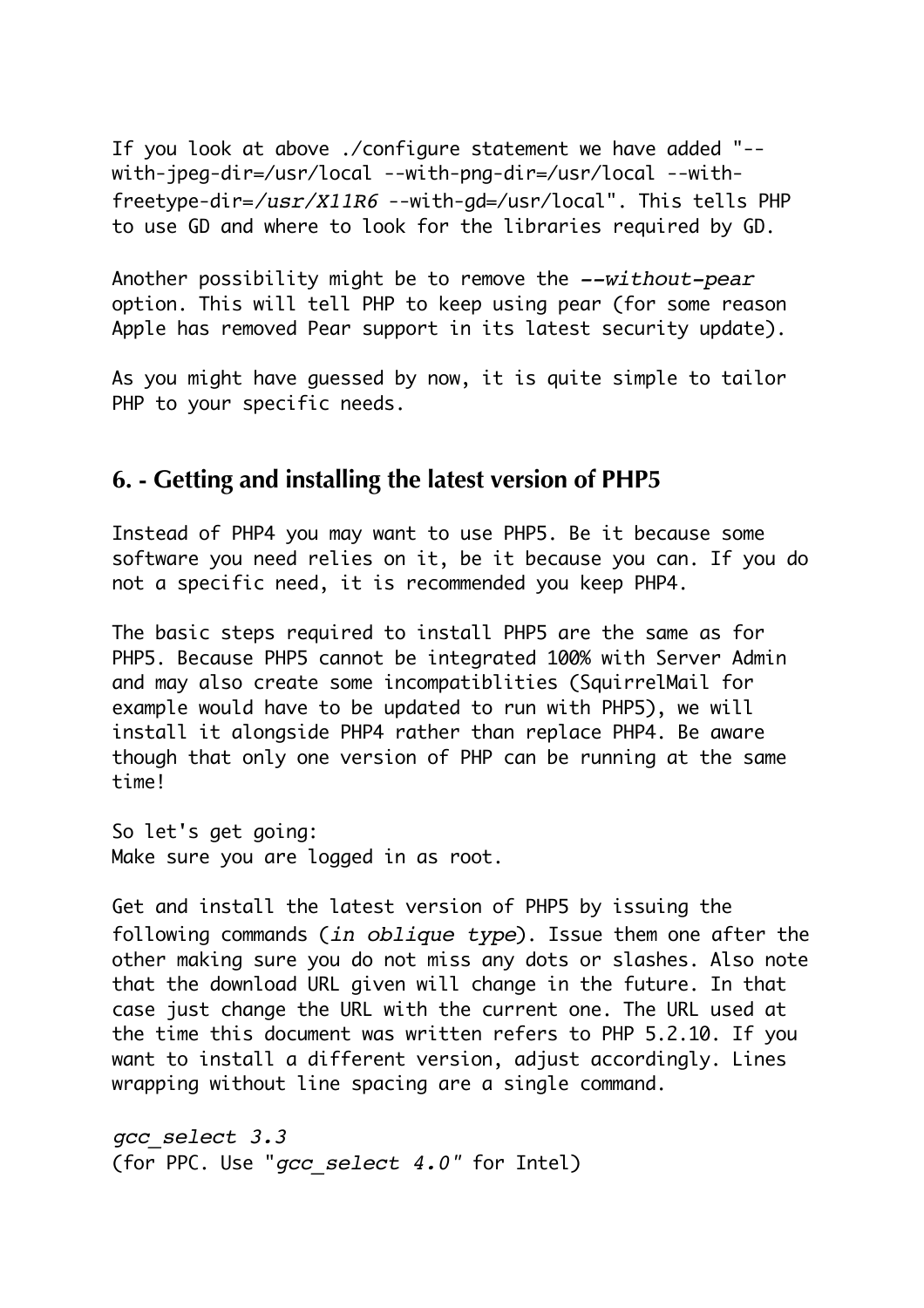If you look at above ./configure statement we have added "--with-jpeg-dir=/usr/local --with-png-dir=/usr/local --with-freetype-dir=*/usr/X11R6* --with-gd=/usr/local". This tells PHP to use GD and where to look for the libraries required by GD.

Another possibility might be to remove the *--without-pear* option. This will tell PHP to keep using pear (for some reason Apple has removed Pear support in its latest security update).

As you might have guessed by now, it is quite simple to tailor PHP to your specific needs.

## 6. - Getting and installing the latest version of PHP5

Instead of PHP4 you may want to use PHP5. Be it because some software you need relies on it, be it because you can. If you do not a specific need, it is recommended you keep PHP4.

The basic steps required to install PHP5 are the same as for PHP5. Because PHP5 cannot be integrated 100% with Server Admin and may also create some incompatiblities (SquirrelMail for example would have to be updated to run with PHP5), we will install it alongside PHP4 rather than replace PHP4. Be aware though that only one version of PHP can be running at the same time!

So let's get going:
Make sure you are logged in as root.

Get and install the latest version of PHP5 by issuing the following commands (*in oblique type*). Issue them one after the other making sure you do not miss any dots or slashes. Also note that the download URL given will change in the future. In that case just change the URL with the current one. The URL used at the time this document was written refers to PHP 5.2.10. If you want to install a different version, adjust accordingly. Lines wrapping without line spacing are a single command.

*gcc_select 3.3*
(for PPC. Use "*gcc_select 4.0*" for Intel)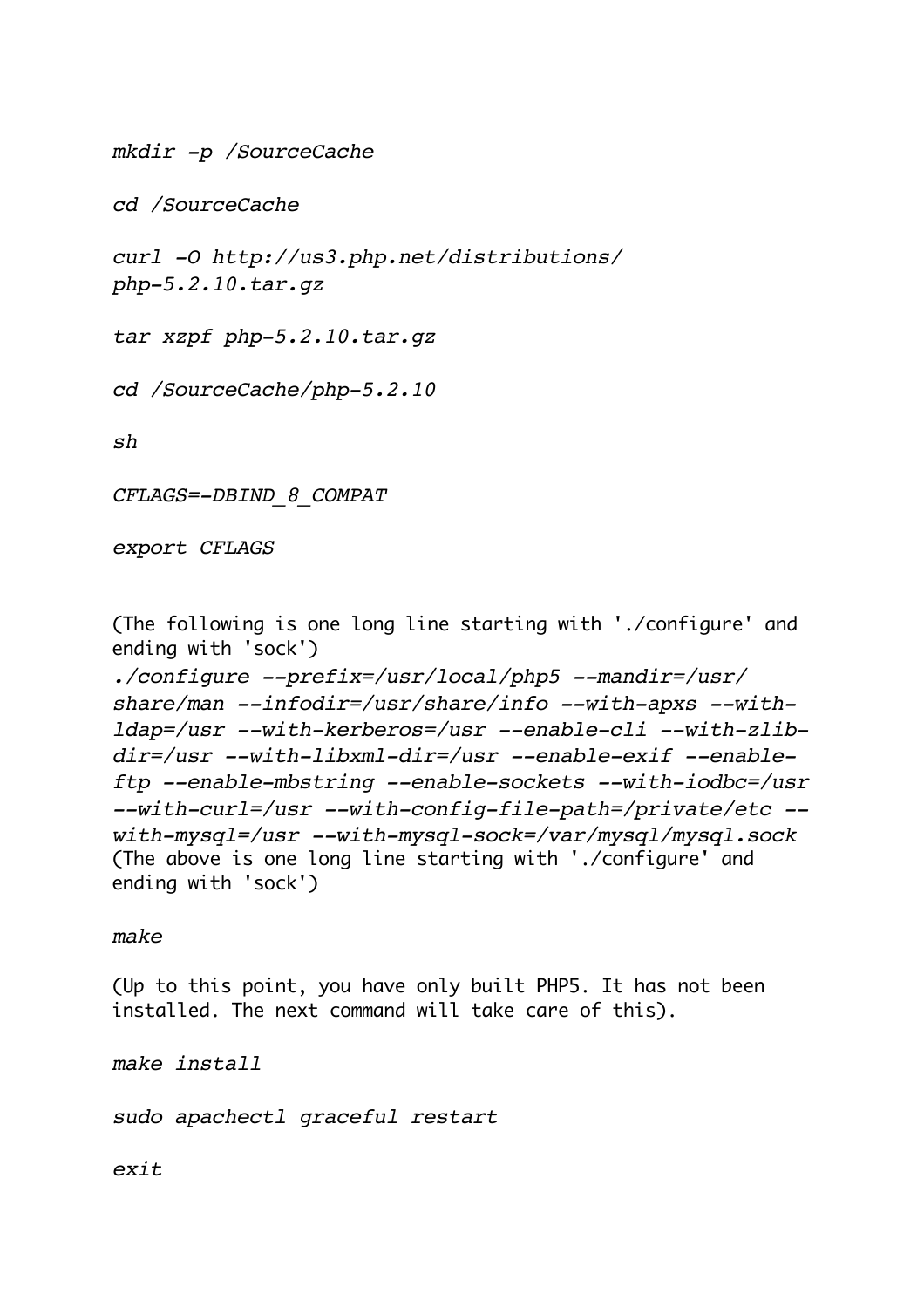*mkdir -p /SourceCache*

*cd /SourceCache*

*curl -O http://us3.php.net/distributions/php-5.2.10.tar.gz*

*tar xzpf php-5.2.10.tar.gz*

*cd /SourceCache/php-5.2.10*

*sh*

*CFLAGS=-DBIND_8_COMPAT*

*export CFLAGS*

(The following is one long line starting with './configure' and ending with 'sock')

*./configure --prefix=/usr/local/php5 --mandir=/usr/share/man --infodir=/usr/share/info --with-apxs --with-ldap=/usr --with-kerberos=/usr --enable-cli --with-zlib-dir=/usr --with-libxml-dir=/usr --enable-exif --enable-ftp --enable-mbstring --enable-sockets --with-iodbc=/usr --with-curl=/usr --with-config-file-path=/private/etc --with-mysql=/usr --with-mysql-sock=/var/mysql/mysql.sock*

(The above is one long line starting with './configure' and ending with 'sock')

*make*

(Up to this point, you have only built PHP5. It has not been installed. The next command will take care of this).

*make install*

*sudo apachectl graceful restart*

*exit*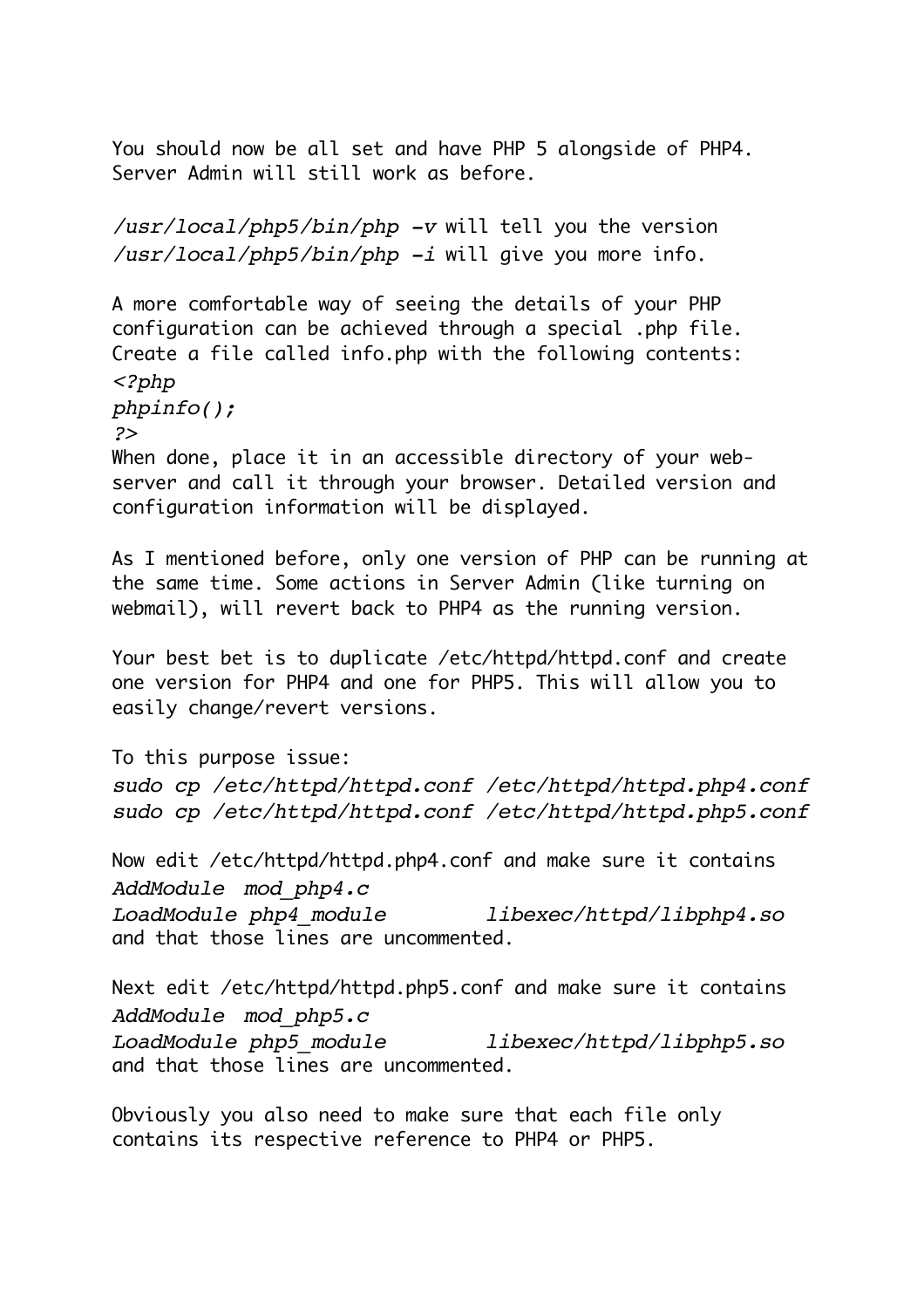You should now be all set and have PHP 5 alongside of PHP4. Server Admin will still work as before.

*/usr/local/php5/bin/php -v* will tell you the version
*/usr/local/php5/bin/php -i* will give you more info.

A more comfortable way of seeing the details of your PHP configuration can be achieved through a special .php file. Create a file called info.php with the following contents:

```
<?php
phpinfo();
?>
```

When done, place it in an accessible directory of your web-server and call it through your browser. Detailed version and configuration information will be displayed.

As I mentioned before, only one version of PHP can be running at the same time. Some actions in Server Admin (like turning on webmail), will revert back to PHP4 as the running version.

Your best bet is to duplicate /etc/httpd/httpd.conf and create one version for PHP4 and one for PHP5. This will allow you to easily change/revert versions.

To this purpose issue:

```
sudo cp /etc/httpd/httpd.conf /etc/httpd/httpd.php4.conf
sudo cp /etc/httpd/httpd.conf /etc/httpd/httpd.php5.conf
```

Now edit /etc/httpd/httpd.php4.conf and make sure it contains

```
AddModule  mod_php4.c
LoadModule php4_module        libexec/httpd/libphp4.so
```

and that those lines are uncommented.

Next edit /etc/httpd/httpd.php5.conf and make sure it contains

```
AddModule  mod_php5.c
LoadModule php5_module        libexec/httpd/libphp5.so
```

and that those lines are uncommented.

Obviously you also need to make sure that each file only contains its respective reference to PHP4 or PHP5.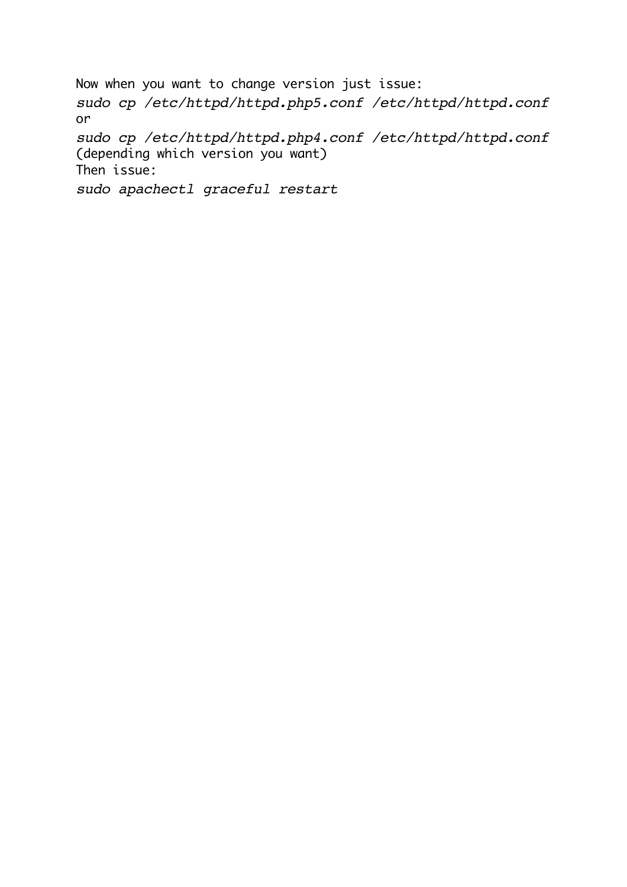Now when you want to change version just issue:

*sudo cp /etc/httpd/httpd.php5.conf /etc/httpd/httpd.conf*

or

*sudo cp /etc/httpd/httpd.php4.conf /etc/httpd/httpd.conf*

(depending which version you want)

Then issue:

*sudo apachectl graceful restart*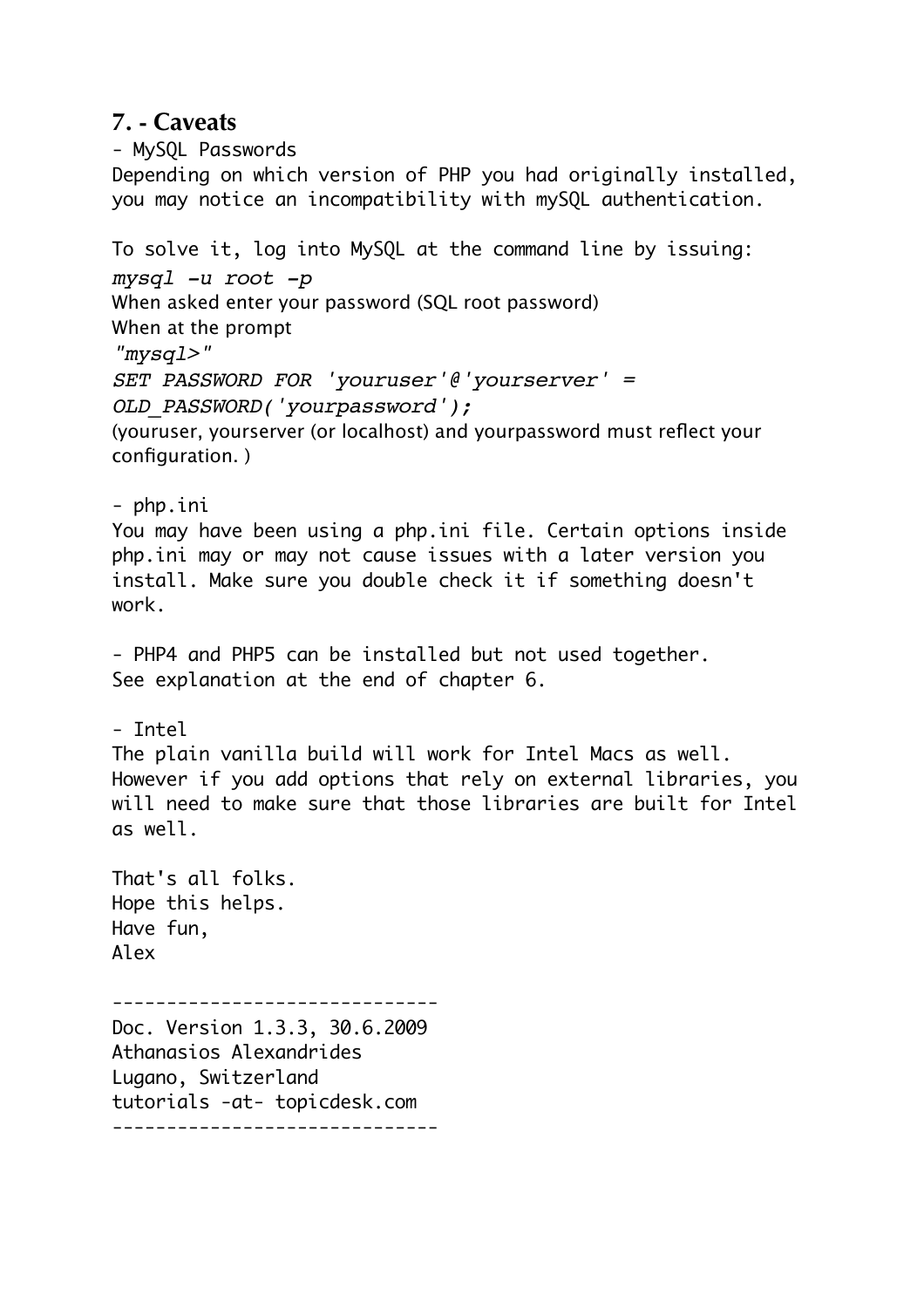## 7. - Caveats

- MySQL Passwords

Depending on which version of PHP you had originally installed, you may notice an incompatibility with mySQL authentication.

To solve it, log into MySQL at the command line by issuing:

*mysql -u root -p*

When asked enter your password (SQL root password)

When at the prompt

*"mysql>"*

*SET PASSWORD FOR 'youruser'@'yourserver' = OLD_PASSWORD('yourpassword');*

(youruser, yourserver (or localhost) and yourpassword must reflect your configuration. )

- php.ini

You may have been using a php.ini file. Certain options inside php.ini may or may not cause issues with a later version you install. Make sure you double check it if something doesn't work.

- PHP4 and PHP5 can be installed but not used together.

See explanation at the end of chapter 6.

- Intel

The plain vanilla build will work for Intel Macs as well. However if you add options that rely on external libraries, you will need to make sure that those libraries are built for Intel as well.

That's all folks.
Hope this helps.
Have fun,
Alex

------------------------------

Doc. Version 1.3.3, 30.6.2009
Athanasios Alexandrides
Lugano, Switzerland
tutorials -at- topicdesk.com

------------------------------